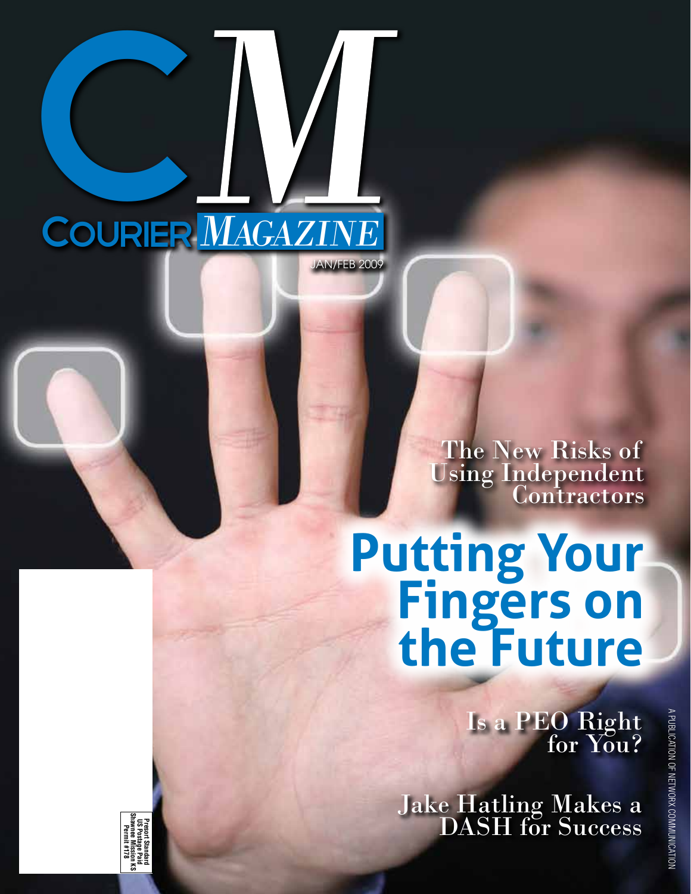# CM

COURIER *MAGAZINE*

JAN/FEB 2009

The New Risks of Using Independent Contractors

# Putting Your Fingers on the Future

Is a PEO Right for You?

Jake Hatling Makes a DASH for Success

A PUBLICATION OF NETWORX COMMUNICATION

Presort Standard
US Postage Paid
Shawnee Mission KS
Permit #178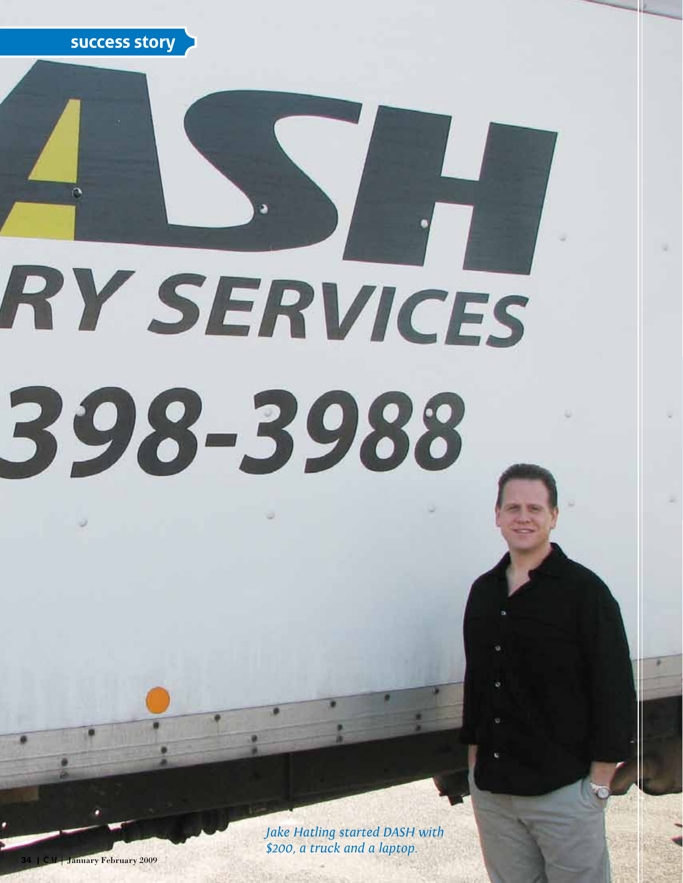success story

*Jake Hatling started DASH with $200, a truck and a laptop.*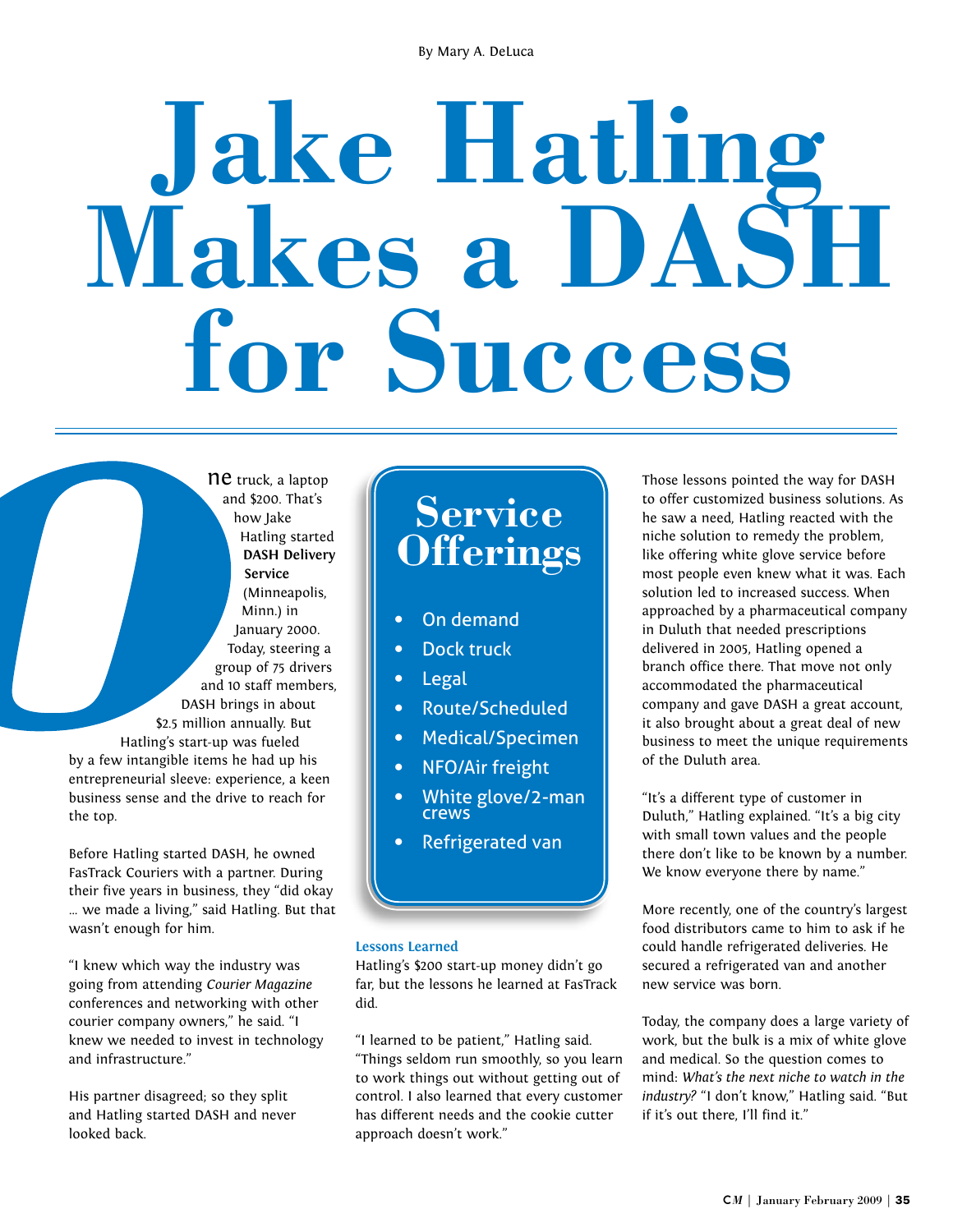By Mary A. DeLuca

# Jake Hatling Makes a DASH for Success

One truck, a laptop and $200. That's how Jake Hatling started **DASH Delivery Service** (Minneapolis, Minn.) in January 2000. Today, steering a group of 75 drivers and 10 staff members, DASH brings in about $2.5 million annually. But Hatling's start-up was fueled by a few intangible items he had up his entrepreneurial sleeve: experience, a keen business sense and the drive to reach for the top.

Before Hatling started DASH, he owned FasTrack Couriers with a partner. During their five years in business, they "did okay … we made a living," said Hatling. But that wasn't enough for him.

"I knew which way the industry was going from attending *Courier Magazine* conferences and networking with other courier company owners," he said. "I knew we needed to invest in technology and infrastructure."

His partner disagreed; so they split and Hatling started DASH and never looked back.

## Service Offerings

- On demand
- Dock truck
- Legal
- Route/Scheduled
- Medical/Specimen
- NFO/Air freight
- White glove/2-man crews
- Refrigerated van

### Lessons Learned

Hatling's $200 start-up money didn't go far, but the lessons he learned at FasTrack did.

"I learned to be patient," Hatling said. "Things seldom run smoothly, so you learn to work things out without getting out of control. I also learned that every customer has different needs and the cookie cutter approach doesn't work."

Those lessons pointed the way for DASH to offer customized business solutions. As he saw a need, Hatling reacted with the niche solution to remedy the problem, like offering white glove service before most people even knew what it was. Each solution led to increased success. When approached by a pharmaceutical company in Duluth that needed prescriptions delivered in 2005, Hatling opened a branch office there. That move not only accommodated the pharmaceutical company and gave DASH a great account, it also brought about a great deal of new business to meet the unique requirements of the Duluth area.

"It's a different type of customer in Duluth," Hatling explained. "It's a big city with small town values and the people there don't like to be known by a number. We know everyone there by name."

More recently, one of the country's largest food distributors came to him to ask if he could handle refrigerated deliveries. He secured a refrigerated van and another new service was born.

Today, the company does a large variety of work, but the bulk is a mix of white glove and medical. So the question comes to mind: *What's the next niche to watch in the industry?* "I don't know," Hatling said. "But if it's out there, I'll find it."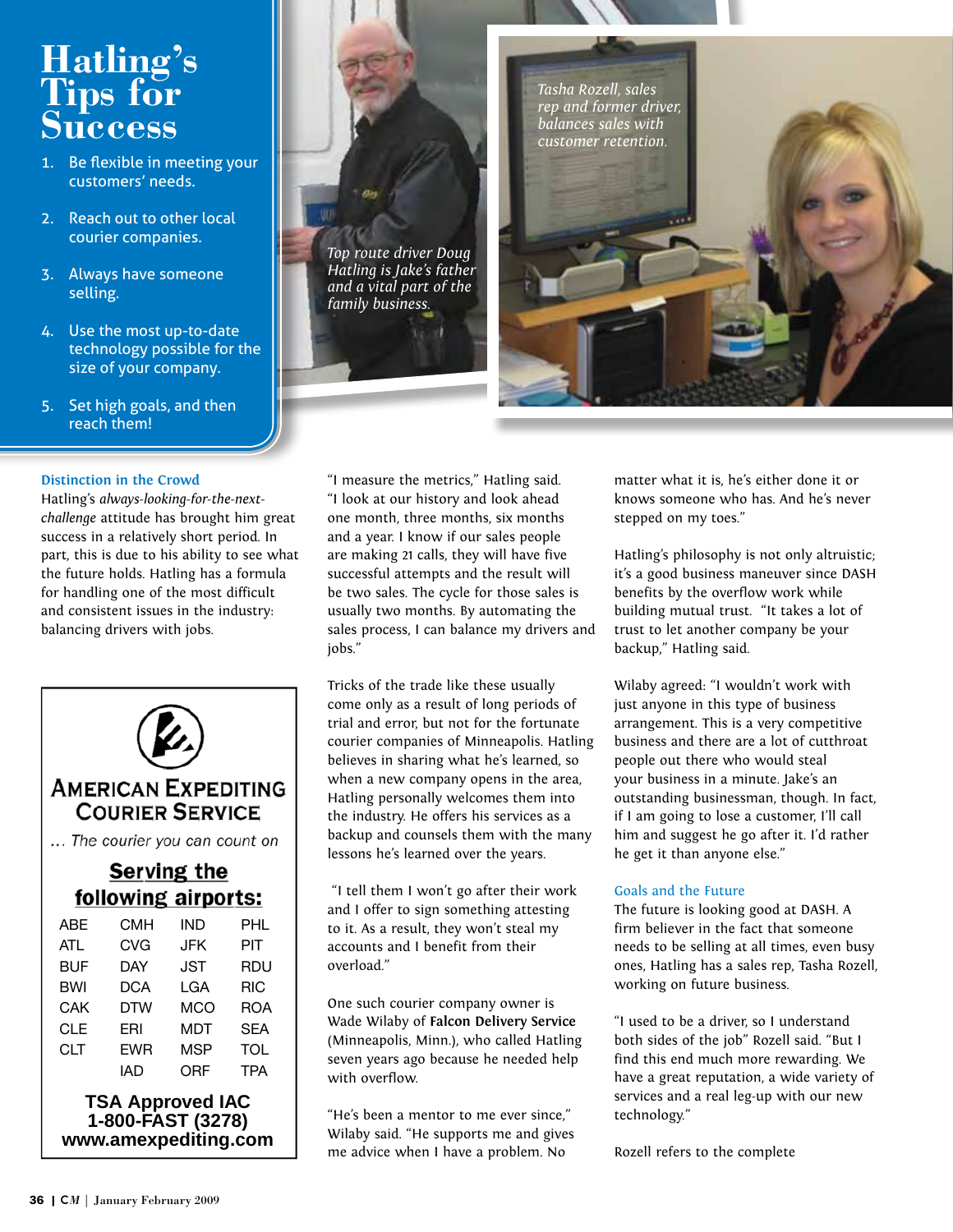# Hatling's Tips for Success

1. Be flexible in meeting your customers' needs.
2. Reach out to other local courier companies.
3. Always have someone selling.
4. Use the most up-to-date technology possible for the size of your company.
5. Set high goals, and then reach them!

*Top route driver Doug Hatling is Jake's father and a vital part of the family business.*

*Tasha Rozell, sales rep and former driver, balances sales with customer retention.*

### Distinction in the Crowd

Hatling's *always-looking-for-the-next-challenge* attitude has brought him great success in a relatively short period. In part, this is due to his ability to see what the future holds. Hatling has a formula for handling one of the most difficult and consistent issues in the industry: balancing drivers with jobs.

"I measure the metrics," Hatling said. "I look at our history and look ahead one month, three months, six months and a year. I know if our sales people are making 21 calls, they will have five successful attempts and the result will be two sales. The cycle for those sales is usually two months. By automating the sales process, I can balance my drivers and jobs."

Tricks of the trade like these usually come only as a result of long periods of trial and error, but not for the fortunate courier companies of Minneapolis. Hatling believes in sharing what he's learned, so when a new company opens in the area, Hatling personally welcomes them into the industry. He offers his services as a backup and counsels them with the many lessons he's learned over the years.

"I tell them I won't go after their work and I offer to sign something attesting to it. As a result, they won't steal my accounts and I benefit from their overload."

One such courier company owner is Wade Wilaby of **Falcon Delivery Service** (Minneapolis, Minn.), who called Hatling seven years ago because he needed help with overflow.

"He's been a mentor to me ever since," Wilaby said. "He supports me and gives me advice when I have a problem. No matter what it is, he's either done it or knows someone who has. And he's never stepped on my toes."

Hatling's philosophy is not only altruistic; it's a good business maneuver since DASH benefits by the overflow work while building mutual trust. "It takes a lot of trust to let another company be your backup," Hatling said.

Wilaby agreed: "I wouldn't work with just anyone in this type of business arrangement. This is a very competitive business and there are a lot of cutthroat people out there who would steal your business in a minute. Jake's an outstanding businessman, though. In fact, if I am going to lose a customer, I'll call him and suggest he go after it. I'd rather he get it than anyone else."

### Goals and the Future

The future is looking good at DASH. A firm believer in the fact that someone needs to be selling at all times, even busy ones, Hatling has a sales rep, Tasha Rozell, working on future business.

"I used to be a driver, so I understand both sides of the job" Rozell said. "But I find this end much more rewarding. We have a great reputation, a wide variety of services and a real leg-up with our new technology."

Rozell refers to the complete

---

**American Expediting Courier Service**

*... The courier you can count on*

**Serving the following airports:**

| | | | |
|---|---|---|---|
| ABE | CMH | IND | PHL |
| ATL | CVG | JFK | PIT |
| BUF | DAY | JST | RDU |
| BWI | DCA | LGA | RIC |
| CAK | DTW | MCO | ROA |
| CLE | ERI | MDT | SEA |
| CLT | EWR | MSP | TOL |
| | IAD | ORF | TPA |

**TSA Approved IAC**
**1-800-FAST (3278)**
**www.amexpediting.com**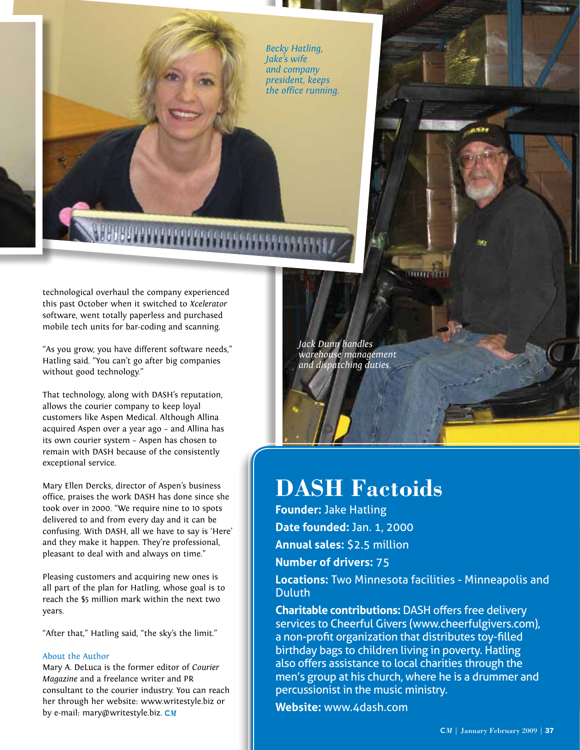*Becky Hatling, Jake's wife and company president, keeps the office running.*

technological overhaul the company experienced this past October when it switched to *Xcelerator* software, went totally paperless and purchased mobile tech units for bar-coding and scanning.

"As you grow, you have different software needs," Hatling said. "You can't go after big companies without good technology."

That technology, along with DASH's reputation, allows the courier company to keep loyal customers like Aspen Medical. Although Allina acquired Aspen over a year ago – and Allina has its own courier system – Aspen has chosen to remain with DASH because of the consistently exceptional service.

Mary Ellen Dercks, director of Aspen's business office, praises the work DASH has done since she took over in 2000. "We require nine to 10 spots delivered to and from every day and it can be confusing. With DASH, all we have to say is 'Here' and they make it happen. They're professional, pleasant to deal with and always on time."

Pleasing customers and acquiring new ones is all part of the plan for Hatling, whose goal is to reach the $5 million mark within the next two years.

"After that," Hatling said, "the sky's the limit."

About the Author

Mary A. DeLuca is the former editor of *Courier Magazine* and a freelance writer and PR consultant to the courier industry. You can reach her through her website: www.writestyle.biz or by e-mail: mary@writestyle.biz. CM

*Jack Dunn handles warehouse management and dispatching duties.*

## DASH Factoids

**Founder:** Jake Hatling

**Date founded:** Jan. 1, 2000

**Annual sales:** $2.5 million

**Number of drivers:** 75

**Locations:** Two Minnesota facilities - Minneapolis and Duluth

**Charitable contributions:** DASH offers free delivery services to Cheerful Givers (www.cheerfulgivers.com), a non-profit organization that distributes toy-filled birthday bags to children living in poverty. Hatling also offers assistance to local charities through the men's group at his church, where he is a drummer and percussionist in the music ministry.

**Website:** www.4dash.com